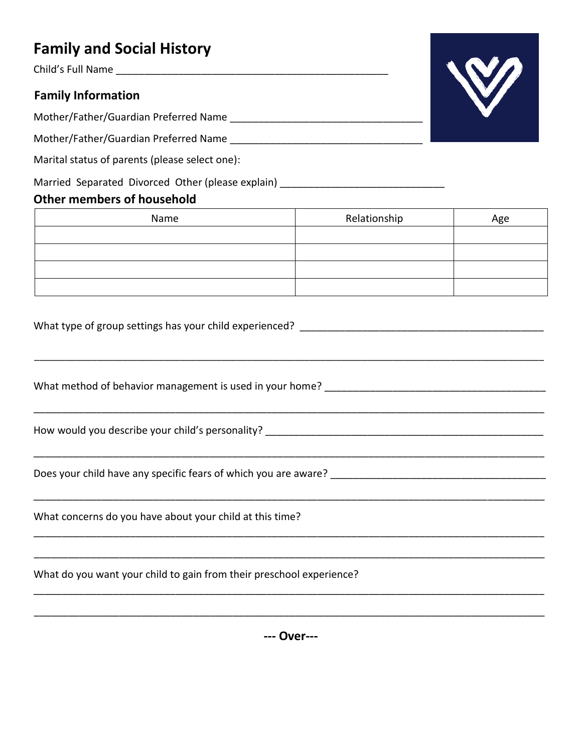# Family and Social History

Child's Full Name _______________________________________________

## Family Information

Mother/Father/Guardian Preferred Name _________________________________

Mother/Father/Guardian Preferred Name _________________________________

Marital status of parents (please select one):

Married  Separated  Divorced  Other (please explain) ___________________________

## Other members of household

| Name | Relationship | Age |
| --- | --- | --- |
| | | |
| | | |
| | | |
| | | |

What type of group settings has your child experienced? ________________________________________

_____________________________________________________________________________________

What method of behavior management is used in your home? ____________________________________

_____________________________________________________________________________________

How would you describe your child's personality? _____________________________________________

_____________________________________________________________________________________

Does your child have any specific fears of which you are aware? _________________________________

_____________________________________________________________________________________

What concerns do you have about your child at this time?

_____________________________________________________________________________________

_____________________________________________________________________________________

What do you want your child to gain from their preschool experience?

_____________________________________________________________________________________

_____________________________________________________________________________________

**--- Over---**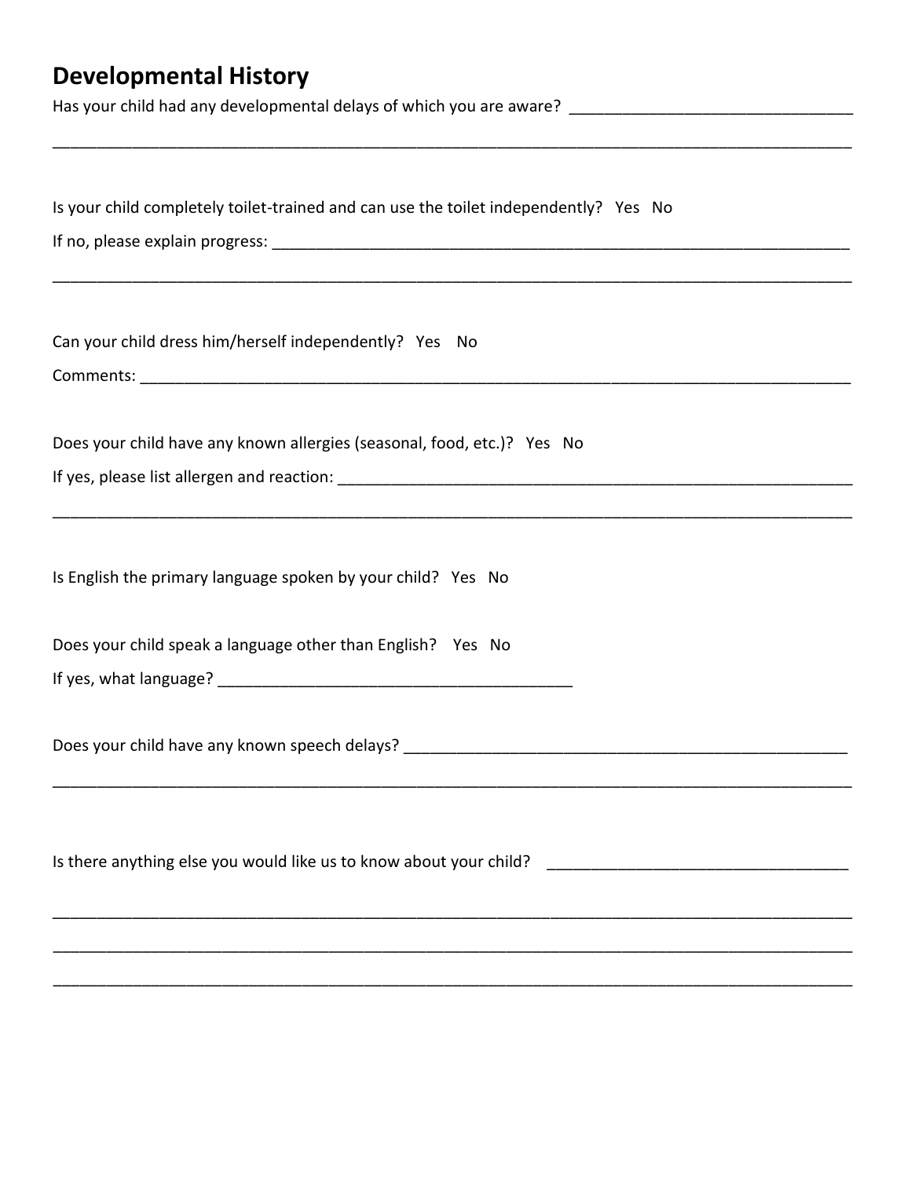## Developmental History

Has your child had any developmental delays of which you are aware? ________________________________

______________________________________________________________________________________________

Is your child completely toilet-trained and can use the toilet independently? Yes No

If no, please explain progress: ____________________________________________________________________

______________________________________________________________________________________________

Can your child dress him/herself independently? Yes No

Comments: ____________________________________________________________________________________

Does your child have any known allergies (seasonal, food, etc.)? Yes No

If yes, please list allergen and reaction: ______________________________________________________________

______________________________________________________________________________________________

Is English the primary language spoken by your child? Yes No

Does your child speak a language other than English? Yes No

If yes, what language? ________________________________________

Does your child have any known speech delays? _____________________________________________________

______________________________________________________________________________________________

Is there anything else you would like us to know about your child? __________________________________

______________________________________________________________________________________________

______________________________________________________________________________________________

______________________________________________________________________________________________